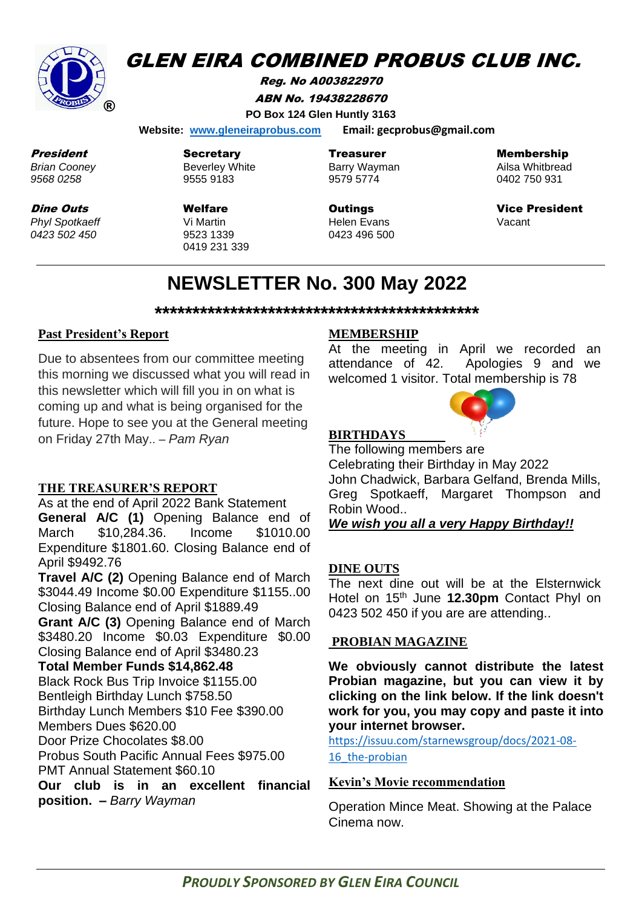# GLEN EIRA COMBINED PROBUS CLUB INC.

**Reg. No A003822970**

**ABN No. 19438228670**

**PO Box 124 Glen Huntly 3163**

**Website: www.gleneiraprobus.com** **Email: gecprobus@gmail.com**

**President**
*Brian Cooney*
*9568 0258*

**Secretary**
Beverley White
9555 9183

**Treasurer**
Barry Wayman
9579 5774

**Membership**
Ailsa Whitbread
0402 750 931

**Dine Outs**
*Phyl Spotkaeff*
*0423 502 450*

**Welfare**
Vi Martin
9523 1339
0419 231 339

**Outings**
Helen Evans
0423 496 500

**Vice President**
Vacant

# NEWSLETTER No. 300 May 2022

**\*\*\*\*\*\*\*\*\*\*\*\*\*\*\*\*\*\*\*\*\*\*\*\*\*\*\*\*\*\*\*\*\*\*\*\*\*\*\*\*\*\*\*\*\*\*\*\***

## Past President's Report

Due to absentees from our committee meeting this morning we discussed what you will read in this newsletter which will fill you in on what is coming up and what is being organised for the future. Hope to see you at the General meeting on Friday 27th May.. – *Pam Ryan*

## THE TREASURER'S REPORT

As at the end of April 2022 Bank Statement

**General A/C (1)** Opening Balance end of March $10,284.36. Income $1010.00 Expenditure $1801.60. Closing Balance end of April $9492.76

**Travel A/C (2)** Opening Balance end of March $3044.49 Income $0.00 Expenditure $1155..00 Closing Balance end of April $1889.49

**Grant A/C (3)** Opening Balance end of March $3480.20 Income $0.03 Expenditure $0.00 Closing Balance end of April $3480.23

**Total Member Funds $14,862.48**

Black Rock Bus Trip Invoice $1155.00
Bentleigh Birthday Lunch $758.50
Birthday Lunch Members $10 Fee $390.00
Members Dues $620.00
Door Prize Chocolates $8.00
Probus South Pacific Annual Fees $975.00
PMT Annual Statement $60.10

**Our club is in an excellent financial position. –** *Barry Wayman*

## MEMBERSHIP

At the meeting in April we recorded an attendance of 42. Apologies 9 and we welcomed 1 visitor. Total membership is 78

## BIRTHDAYS

The following members are Celebrating their Birthday in May 2022
John Chadwick, Barbara Gelfand, Brenda Mills, Greg Spotkaeff, Margaret Thompson and Robin Wood..

***We wish you all a very Happy Birthday!!***

## DINE OUTS

The next dine out will be at the Elsternwick Hotel on 15th June **12.30pm** Contact Phyl on 0423 502 450 if you are are attending..

## PROBIAN MAGAZINE

**We obviously cannot distribute the latest Probian magazine, but you can view it by clicking on the link below. If the link doesn't work for you, you may copy and paste it into your internet browser.**

https://issuu.com/starnewsgroup/docs/2021-08-16_the-probian

## Kevin's Movie recommendation

Operation Mince Meat. Showing at the Palace Cinema now.

***PROUDLY SPONSORED BY GLEN EIRA COUNCIL***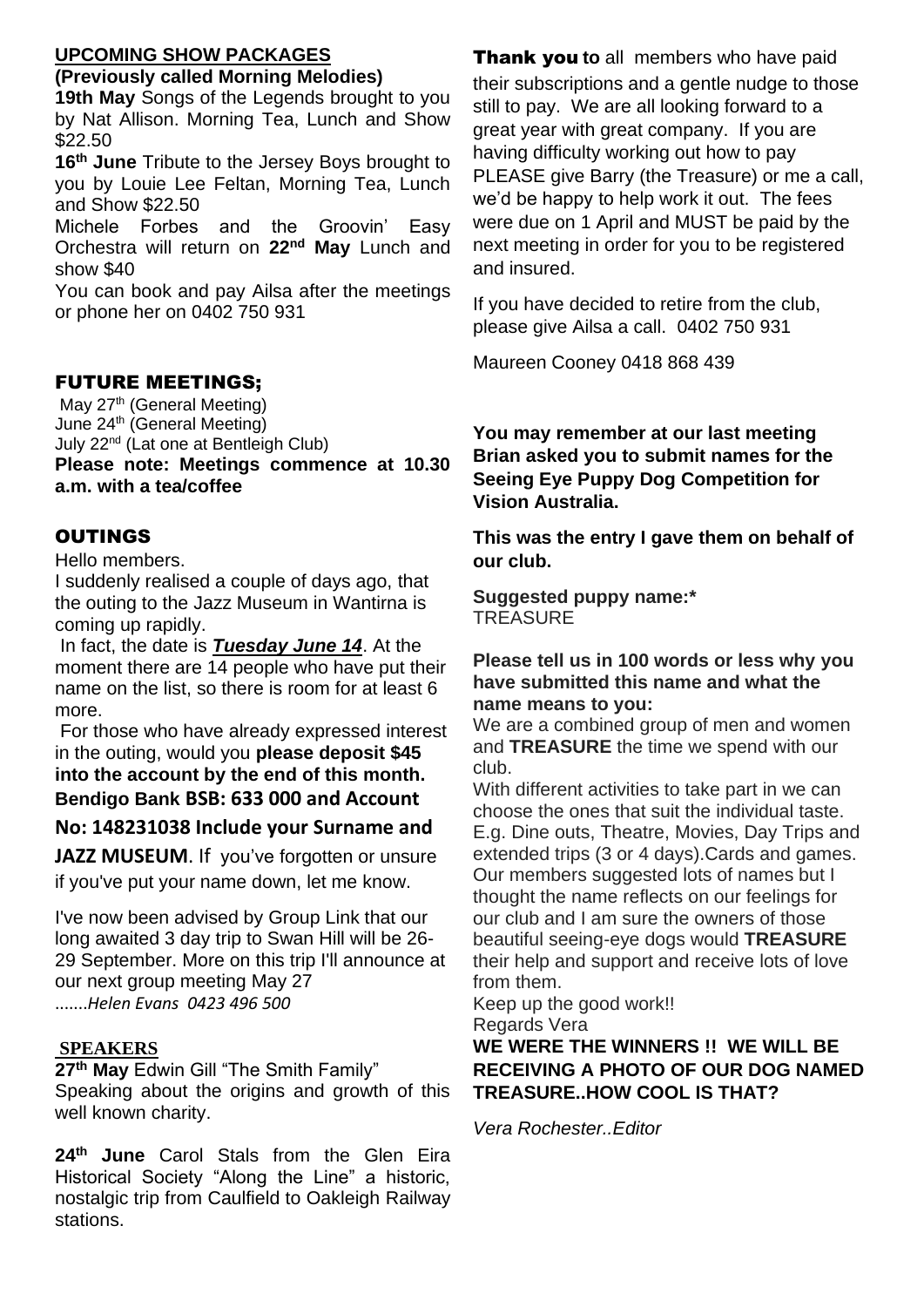## UPCOMING SHOW PACKAGES

**(Previously called Morning Melodies)**

**19th May** Songs of the Legends brought to you by Nat Allison. Morning Tea, Lunch and Show $22.50

**16th June** Tribute to the Jersey Boys brought to you by Louie Lee Feltan, Morning Tea, Lunch and Show $22.50

Michele Forbes and the Groovin' Easy Orchestra will return on **22nd May** Lunch and show $40

You can book and pay Ailsa after the meetings or phone her on 0402 750 931

## FUTURE MEETINGS;

May 27th (General Meeting)
June 24th (General Meeting)
July 22nd (Lat one at Bentleigh Club)

**Please note: Meetings commence at 10.30 a.m. with a tea/coffee**

## OUTINGS

Hello members.

I suddenly realised a couple of days ago, that the outing to the Jazz Museum in Wantirna is coming up rapidly.

In fact, the date is ***Tuesday June 14***. At the moment there are 14 people who have put their name on the list, so there is room for at least 6 more.

For those who have already expressed interest in the outing, would you **please deposit $45 into the account by the end of this month. Bendigo Bank BSB: 633 000 and Account No: 148231038 Include your Surname and JAZZ MUSEUM**. If you've forgotten or unsure if you've put your name down, let me know.

I've now been advised by Group Link that our long awaited 3 day trip to Swan Hill will be 26-29 September. More on this trip I'll announce at our next group meeting May 27

.......*Helen Evans 0423 496 500*

## SPEAKERS

**27th May** Edwin Gill "The Smith Family" Speaking about the origins and growth of this well known charity.

**24th June** Carol Stals from the Glen Eira Historical Society "Along the Line" a historic, nostalgic trip from Caulfield to Oakleigh Railway stations.

**Thank you** to all members who have paid their subscriptions and a gentle nudge to those still to pay. We are all looking forward to a great year with great company. If you are having difficulty working out how to pay PLEASE give Barry (the Treasure) or me a call, we'd be happy to help work it out. The fees were due on 1 April and MUST be paid by the next meeting in order for you to be registered and insured.

If you have decided to retire from the club, please give Ailsa a call. 0402 750 931

Maureen Cooney 0418 868 439

**You may remember at our last meeting Brian asked you to submit names for the Seeing Eye Puppy Dog Competition for Vision Australia.**

**This was the entry I gave them on behalf of our club.**

**Suggested puppy name:***
TREASURE

**Please tell us in 100 words or less why you have submitted this name and what the name means to you:**

We are a combined group of men and women and **TREASURE** the time we spend with our club.

With different activities to take part in we can choose the ones that suit the individual taste. E.g. Dine outs, Theatre, Movies, Day Trips and extended trips (3 or 4 days).Cards and games. Our members suggested lots of names but I thought the name reflects on our feelings for our club and I am sure the owners of those beautiful seeing-eye dogs would **TREASURE** their help and support and receive lots of love from them.

Keep up the good work!!

Regards Vera

**WE WERE THE WINNERS !! WE WILL BE RECEIVING A PHOTO OF OUR DOG NAMED TREASURE..HOW COOL IS THAT?**

*Vera Rochester..Editor*